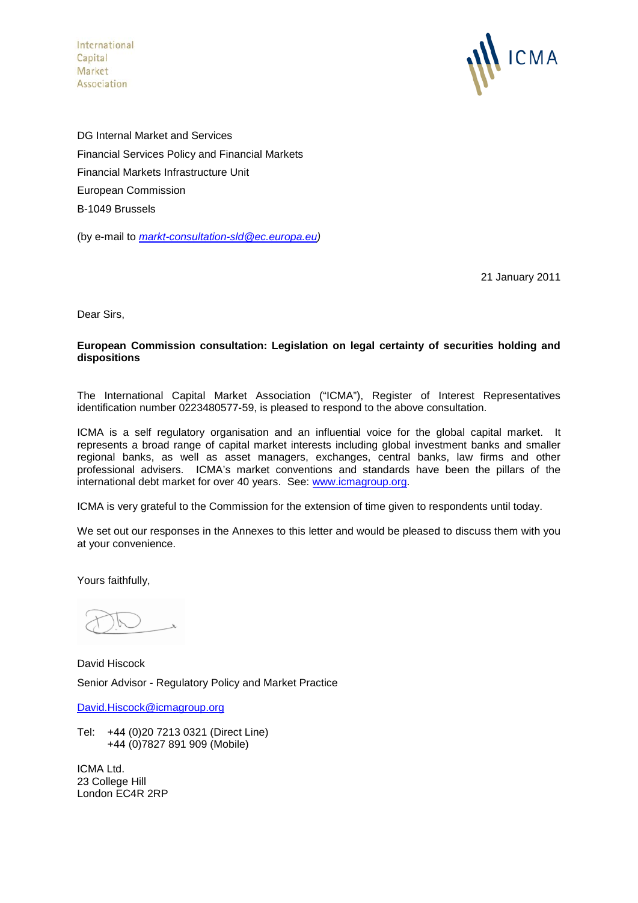International
Capital
Market
Association

ICMA

DG Internal Market and Services

Financial Services Policy and Financial Markets

Financial Markets Infrastructure Unit

European Commission

B-1049 Brussels

(by e-mail to *markt-consultation-sld@ec.europa.eu*)

21 January 2011

Dear Sirs,

**European Commission consultation: Legislation on legal certainty of securities holding and dispositions**

The International Capital Market Association ("ICMA"), Register of Interest Representatives identification number 0223480577-59, is pleased to respond to the above consultation.

ICMA is a self regulatory organisation and an influential voice for the global capital market. It represents a broad range of capital market interests including global investment banks and smaller regional banks, as well as asset managers, exchanges, central banks, law firms and other professional advisers. ICMA's market conventions and standards have been the pillars of the international debt market for over 40 years. See: www.icmagroup.org.

ICMA is very grateful to the Commission for the extension of time given to respondents until today.

We set out our responses in the Annexes to this letter and would be pleased to discuss them with you at your convenience.

Yours faithfully,

David Hiscock

Senior Advisor - Regulatory Policy and Market Practice

David.Hiscock@icmagroup.org

Tel: +44 (0)20 7213 0321 (Direct Line)
+44 (0)7827 891 909 (Mobile)

ICMA Ltd.
23 College Hill
London EC4R 2RP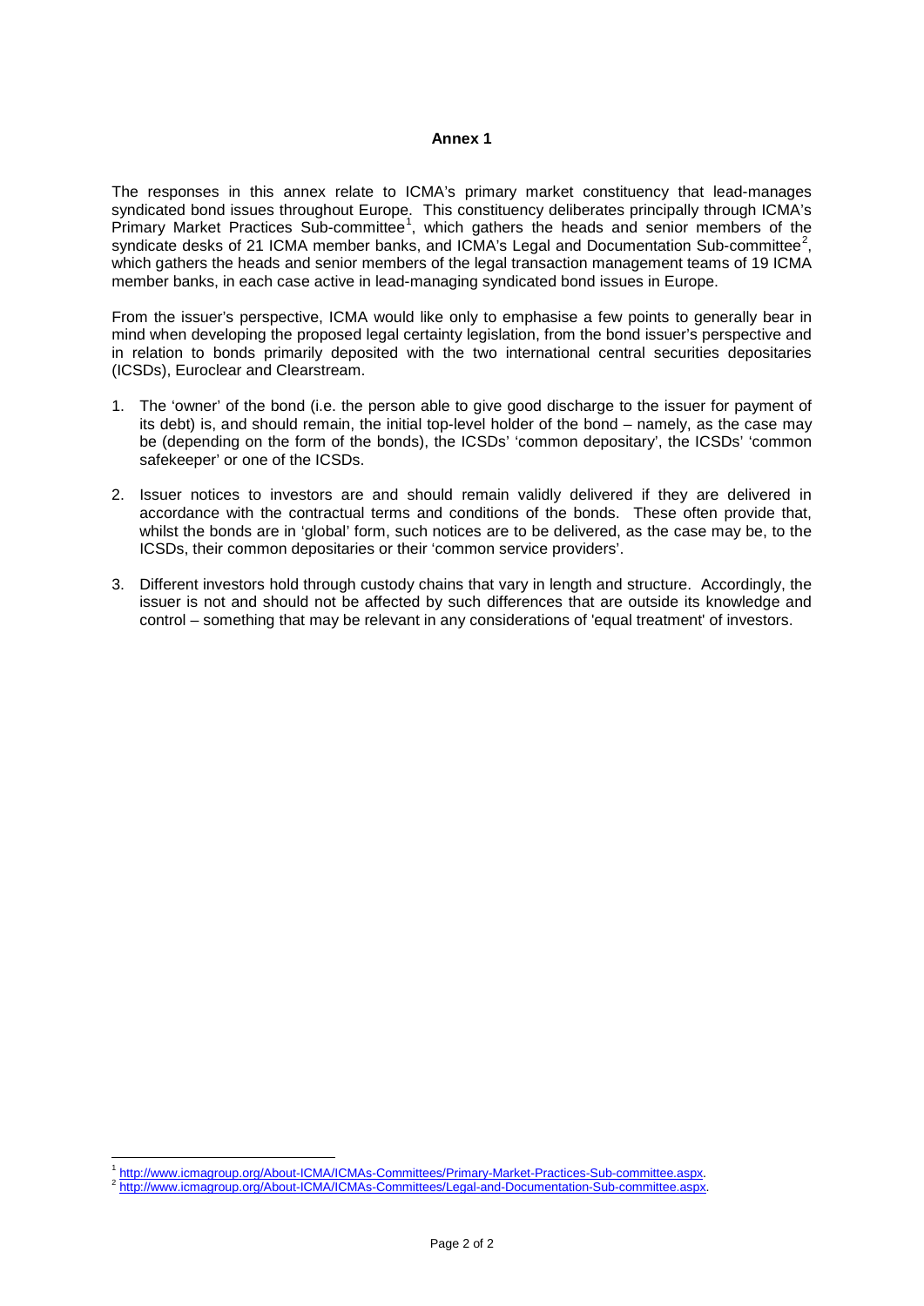# Annex 1

The responses in this annex relate to ICMA's primary market constituency that lead-manages syndicated bond issues throughout Europe. This constituency deliberates principally through ICMA's Primary Market Practices Sub-committee[1], which gathers the heads and senior members of the syndicate desks of 21 ICMA member banks, and ICMA's Legal and Documentation Sub-committee[2], which gathers the heads and senior members of the legal transaction management teams of 19 ICMA member banks, in each case active in lead-managing syndicated bond issues in Europe.

From the issuer's perspective, ICMA would like only to emphasise a few points to generally bear in mind when developing the proposed legal certainty legislation, from the bond issuer's perspective and in relation to bonds primarily deposited with the two international central securities depositaries (ICSDs), Euroclear and Clearstream.

1. The 'owner' of the bond (i.e. the person able to give good discharge to the issuer for payment of its debt) is, and should remain, the initial top-level holder of the bond – namely, as the case may be (depending on the form of the bonds), the ICSDs' 'common depositary', the ICSDs' 'common safekeeper' or one of the ICSDs.
2. Issuer notices to investors are and should remain validly delivered if they are delivered in accordance with the contractual terms and conditions of the bonds. These often provide that, whilst the bonds are in 'global' form, such notices are to be delivered, as the case may be, to the ICSDs, their common depositaries or their 'common service providers'.
3. Different investors hold through custody chains that vary in length and structure. Accordingly, the issuer is not and should not be affected by such differences that are outside its knowledge and control – something that may be relevant in any considerations of 'equal treatment' of investors.

---

[1] http://www.icmagroup.org/About-ICMA/ICMAs-Committees/Primary-Market-Practices-Sub-committee.aspx.

[2] http://www.icmagroup.org/About-ICMA/ICMAs-Committees/Legal-and-Documentation-Sub-committee.aspx.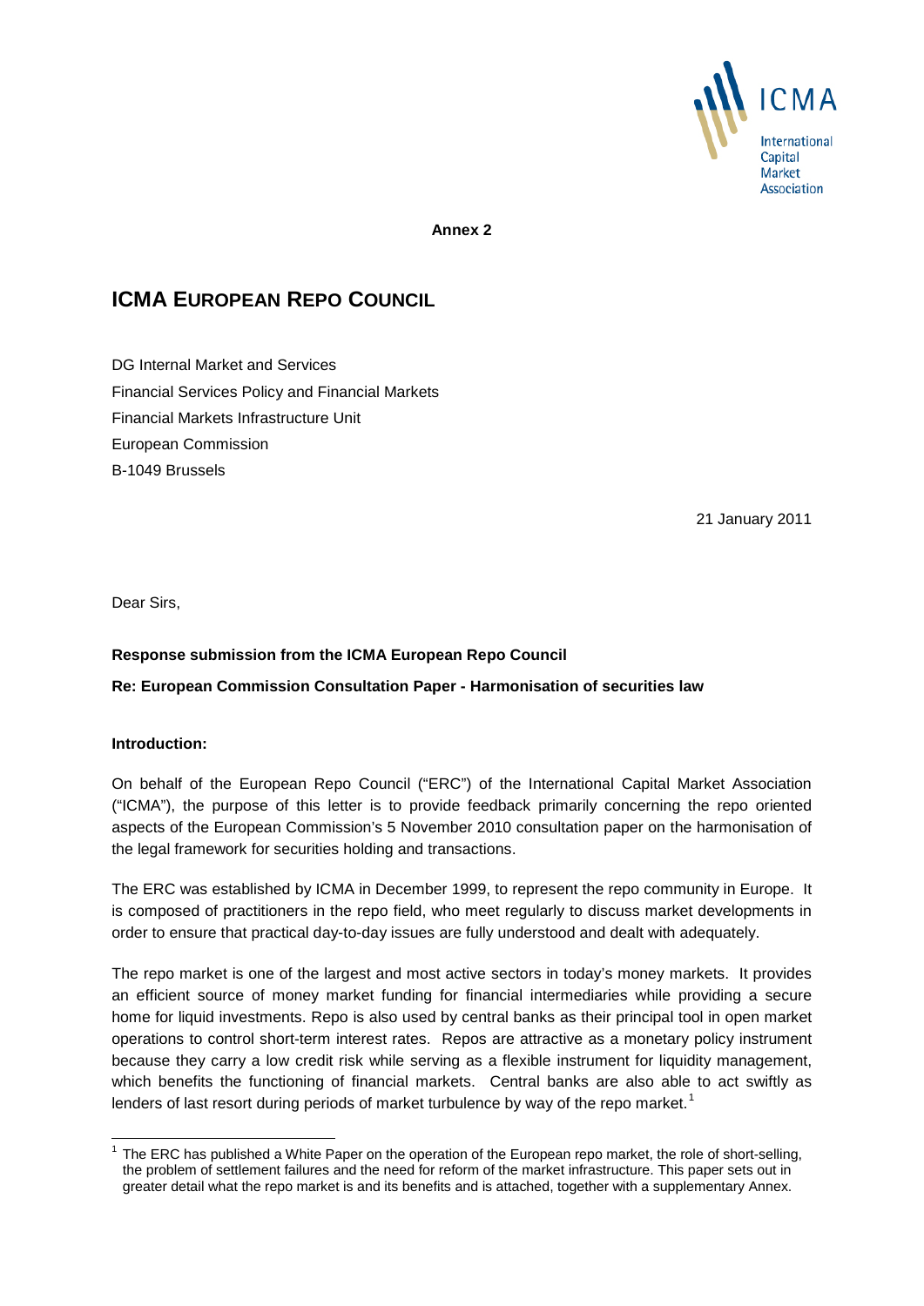**Annex 2**

# ICMA EUROPEAN REPO COUNCIL

DG Internal Market and Services
Financial Services Policy and Financial Markets
Financial Markets Infrastructure Unit
European Commission
B-1049 Brussels

21 January 2011

Dear Sirs,

**Response submission from the ICMA European Repo Council**

**Re: European Commission Consultation Paper - Harmonisation of securities law**

**Introduction:**

On behalf of the European Repo Council ("ERC") of the International Capital Market Association ("ICMA"), the purpose of this letter is to provide feedback primarily concerning the repo oriented aspects of the European Commission's 5 November 2010 consultation paper on the harmonisation of the legal framework for securities holding and transactions.

The ERC was established by ICMA in December 1999, to represent the repo community in Europe. It is composed of practitioners in the repo field, who meet regularly to discuss market developments in order to ensure that practical day-to-day issues are fully understood and dealt with adequately.

The repo market is one of the largest and most active sectors in today's money markets. It provides an efficient source of money market funding for financial intermediaries while providing a secure home for liquid investments. Repo is also used by central banks as their principal tool in open market operations to control short-term interest rates. Repos are attractive as a monetary policy instrument because they carry a low credit risk while serving as a flexible instrument for liquidity management, which benefits the functioning of financial markets. Central banks are also able to act swiftly as lenders of last resort during periods of market turbulence by way of the repo market.[1]

[1] The ERC has published a White Paper on the operation of the European repo market, the role of short-selling, the problem of settlement failures and the need for reform of the market infrastructure. This paper sets out in greater detail what the repo market is and its benefits and is attached, together with a supplementary Annex.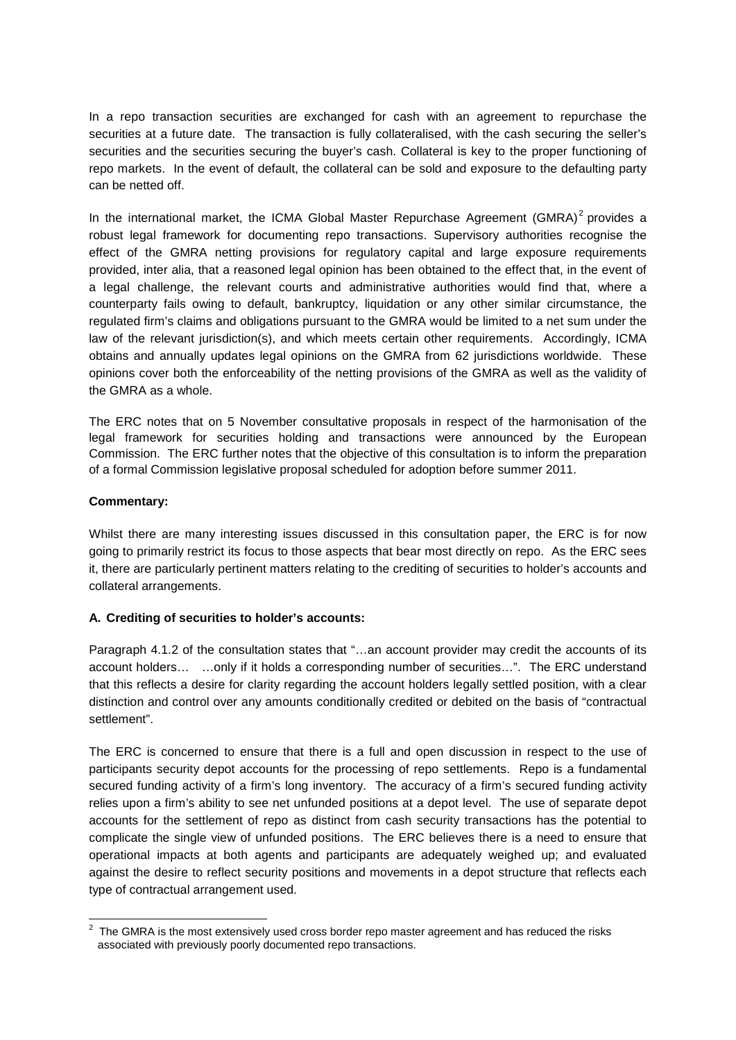In a repo transaction securities are exchanged for cash with an agreement to repurchase the securities at a future date. The transaction is fully collateralised, with the cash securing the seller's securities and the securities securing the buyer's cash. Collateral is key to the proper functioning of repo markets. In the event of default, the collateral can be sold and exposure to the defaulting party can be netted off.

In the international market, the ICMA Global Master Repurchase Agreement (GMRA)[2] provides a robust legal framework for documenting repo transactions. Supervisory authorities recognise the effect of the GMRA netting provisions for regulatory capital and large exposure requirements provided, inter alia, that a reasoned legal opinion has been obtained to the effect that, in the event of a legal challenge, the relevant courts and administrative authorities would find that, where a counterparty fails owing to default, bankruptcy, liquidation or any other similar circumstance, the regulated firm's claims and obligations pursuant to the GMRA would be limited to a net sum under the law of the relevant jurisdiction(s), and which meets certain other requirements. Accordingly, ICMA obtains and annually updates legal opinions on the GMRA from 62 jurisdictions worldwide. These opinions cover both the enforceability of the netting provisions of the GMRA as well as the validity of the GMRA as a whole.

The ERC notes that on 5 November consultative proposals in respect of the harmonisation of the legal framework for securities holding and transactions were announced by the European Commission. The ERC further notes that the objective of this consultation is to inform the preparation of a formal Commission legislative proposal scheduled for adoption before summer 2011.

**Commentary:**

Whilst there are many interesting issues discussed in this consultation paper, the ERC is for now going to primarily restrict its focus to those aspects that bear most directly on repo. As the ERC sees it, there are particularly pertinent matters relating to the crediting of securities to holder's accounts and collateral arrangements.

**A. Crediting of securities to holder's accounts:**

Paragraph 4.1.2 of the consultation states that "…an account provider may credit the accounts of its account holders… …only if it holds a corresponding number of securities…". The ERC understand that this reflects a desire for clarity regarding the account holders legally settled position, with a clear distinction and control over any amounts conditionally credited or debited on the basis of "contractual settlement".

The ERC is concerned to ensure that there is a full and open discussion in respect to the use of participants security depot accounts for the processing of repo settlements. Repo is a fundamental secured funding activity of a firm's long inventory. The accuracy of a firm's secured funding activity relies upon a firm's ability to see net unfunded positions at a depot level. The use of separate depot accounts for the settlement of repo as distinct from cash security transactions has the potential to complicate the single view of unfunded positions. The ERC believes there is a need to ensure that operational impacts at both agents and participants are adequately weighed up; and evaluated against the desire to reflect security positions and movements in a depot structure that reflects each type of contractual arrangement used.

---

[2] The GMRA is the most extensively used cross border repo master agreement and has reduced the risks associated with previously poorly documented repo transactions.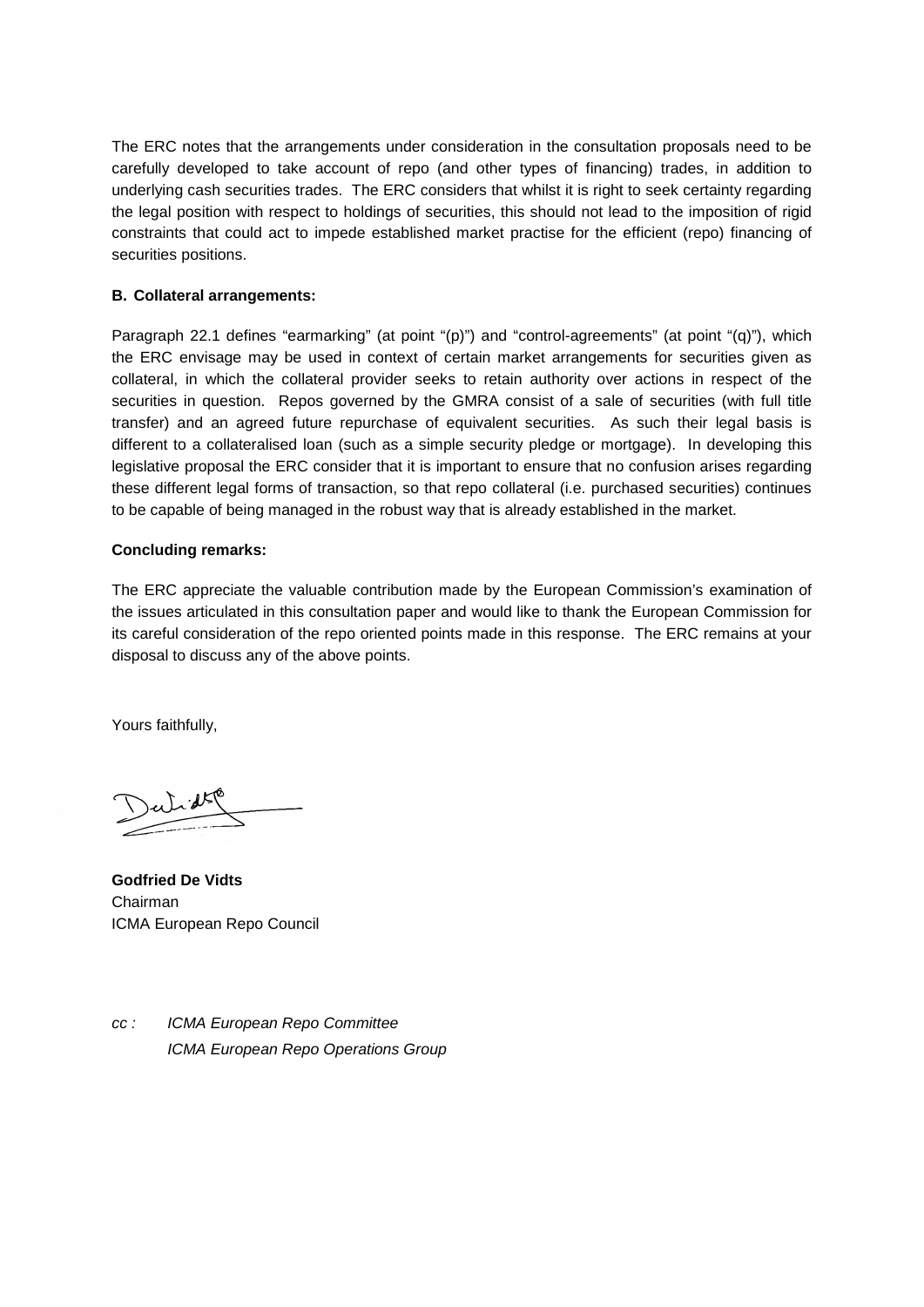The ERC notes that the arrangements under consideration in the consultation proposals need to be carefully developed to take account of repo (and other types of financing) trades, in addition to underlying cash securities trades. The ERC considers that whilst it is right to seek certainty regarding the legal position with respect to holdings of securities, this should not lead to the imposition of rigid constraints that could act to impede established market practise for the efficient (repo) financing of securities positions.

**B. Collateral arrangements:**

Paragraph 22.1 defines "earmarking" (at point "(p)") and "control-agreements" (at point "(q)"), which the ERC envisage may be used in context of certain market arrangements for securities given as collateral, in which the collateral provider seeks to retain authority over actions in respect of the securities in question. Repos governed by the GMRA consist of a sale of securities (with full title transfer) and an agreed future repurchase of equivalent securities. As such their legal basis is different to a collateralised loan (such as a simple security pledge or mortgage). In developing this legislative proposal the ERC consider that it is important to ensure that no confusion arises regarding these different legal forms of transaction, so that repo collateral (i.e. purchased securities) continues to be capable of being managed in the robust way that is already established in the market.

**Concluding remarks:**

The ERC appreciate the valuable contribution made by the European Commission's examination of the issues articulated in this consultation paper and would like to thank the European Commission for its careful consideration of the repo oriented points made in this response. The ERC remains at your disposal to discuss any of the above points.

Yours faithfully,

**Godfried De Vidts**
Chairman
ICMA European Repo Council

*cc : ICMA European Repo Committee*
*ICMA European Repo Operations Group*